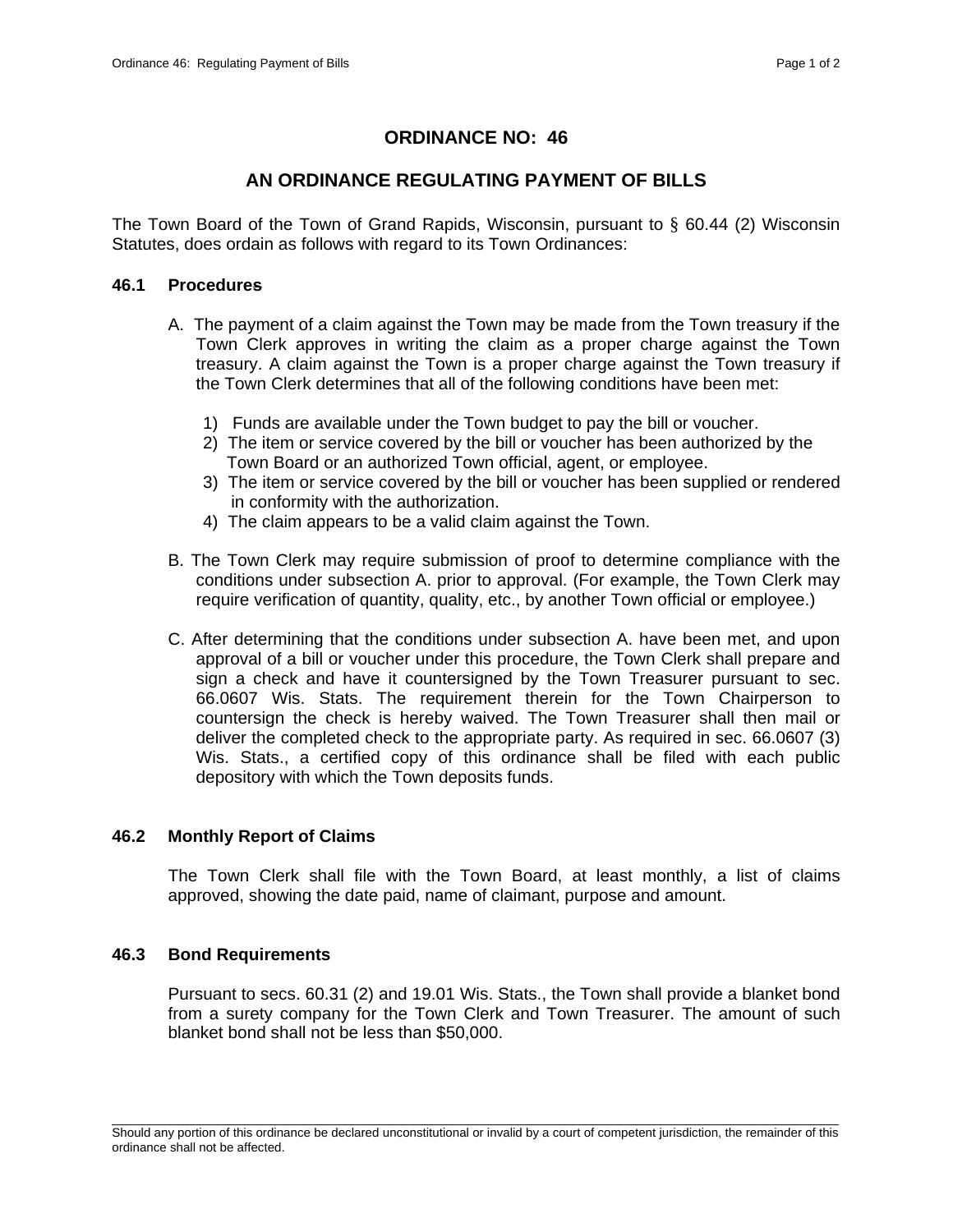# ORDINANCE NO: 46

## AN ORDINANCE REGULATING PAYMENT OF BILLS

The Town Board of the Town of Grand Rapids, Wisconsin, pursuant to § 60.44 (2) Wisconsin Statutes, does ordain as follows with regard to its Town Ordinances:

### 46.1 Procedures

A. The payment of a claim against the Town may be made from the Town treasury if the Town Clerk approves in writing the claim as a proper charge against the Town treasury. A claim against the Town is a proper charge against the Town treasury if the Town Clerk determines that all of the following conditions have been met:

1) Funds are available under the Town budget to pay the bill or voucher.
2) The item or service covered by the bill or voucher has been authorized by the Town Board or an authorized Town official, agent, or employee.
3) The item or service covered by the bill or voucher has been supplied or rendered in conformity with the authorization.
4) The claim appears to be a valid claim against the Town.

B. The Town Clerk may require submission of proof to determine compliance with the conditions under subsection A. prior to approval. (For example, the Town Clerk may require verification of quantity, quality, etc., by another Town official or employee.)

C. After determining that the conditions under subsection A. have been met, and upon approval of a bill or voucher under this procedure, the Town Clerk shall prepare and sign a check and have it countersigned by the Town Treasurer pursuant to sec. 66.0607 Wis. Stats. The requirement therein for the Town Chairperson to countersign the check is hereby waived. The Town Treasurer shall then mail or deliver the completed check to the appropriate party. As required in sec. 66.0607 (3) Wis. Stats., a certified copy of this ordinance shall be filed with each public depository with which the Town deposits funds.

### 46.2 Monthly Report of Claims

The Town Clerk shall file with the Town Board, at least monthly, a list of claims approved, showing the date paid, name of claimant, purpose and amount.

### 46.3 Bond Requirements

Pursuant to secs. 60.31 (2) and 19.01 Wis. Stats., the Town shall provide a blanket bond from a surety company for the Town Clerk and Town Treasurer. The amount of such blanket bond shall not be less than $50,000.

---

Should any portion of this ordinance be declared unconstitutional or invalid by a court of competent jurisdiction, the remainder of this ordinance shall not be affected.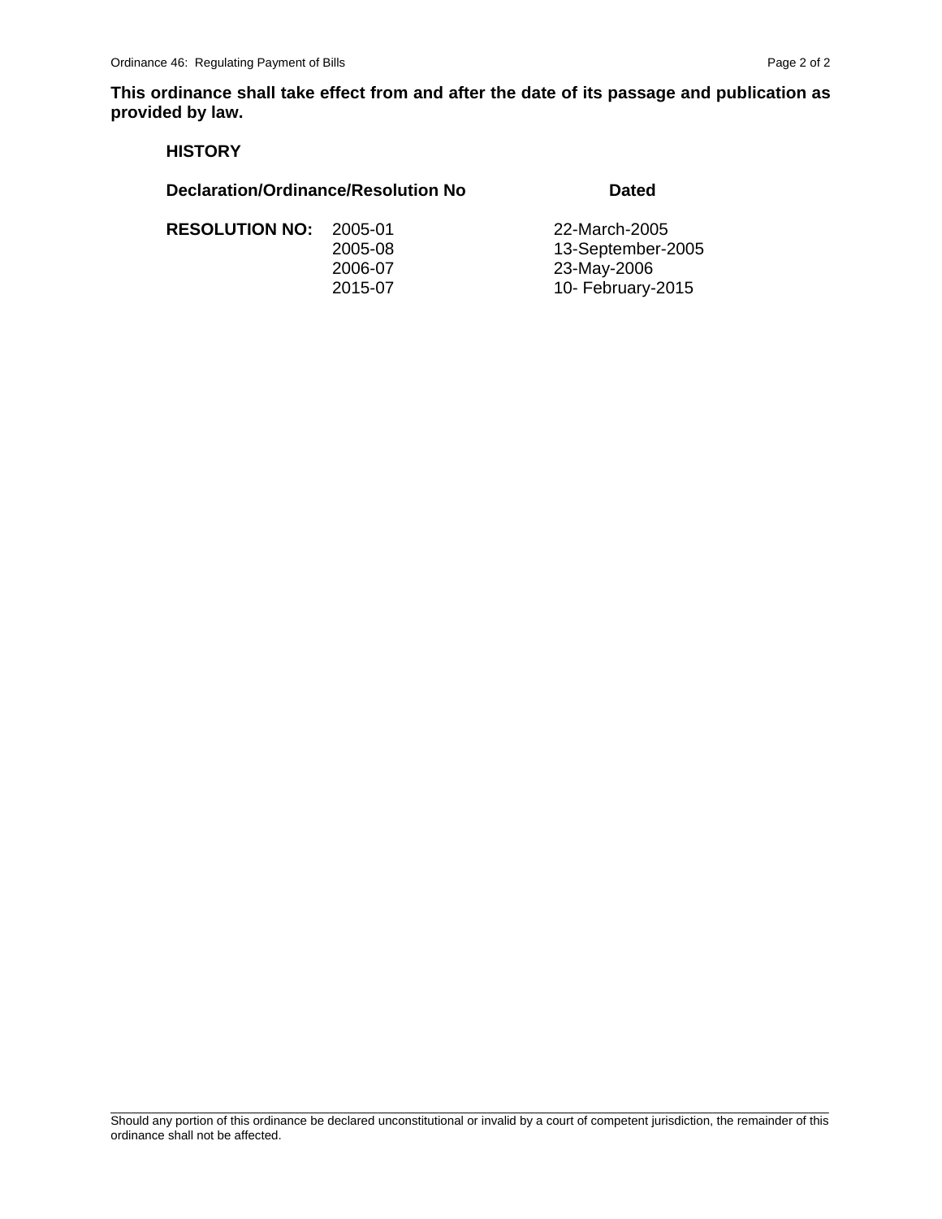**This ordinance shall take effect from and after the date of its passage and publication as provided by law.**

### HISTORY

| Declaration/Ordinance/Resolution No | | Dated |
|---|---|---|
| **RESOLUTION NO:** | 2005-01 | 22-March-2005 |
| | 2005-08 | 13-September-2005 |
| | 2006-07 | 23-May-2006 |
| | 2015-07 | 10- February-2015 |

Should any portion of this ordinance be declared unconstitutional or invalid by a court of competent jurisdiction, the remainder of this ordinance shall not be affected.